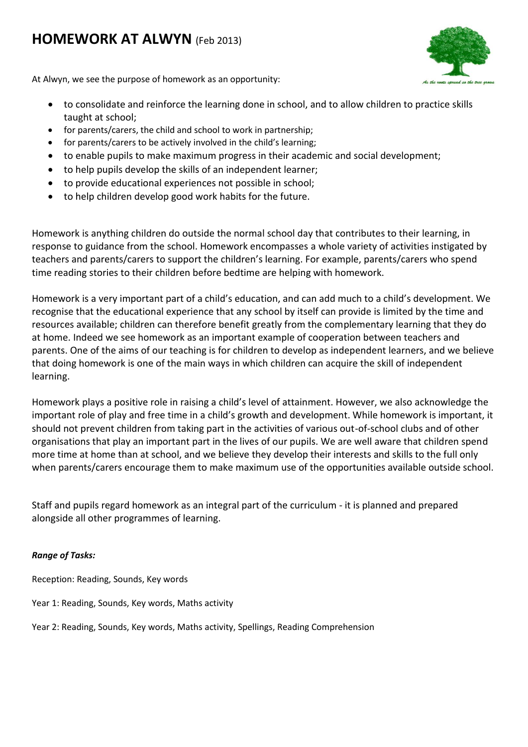# HOMEWORK AT ALWYN (Feb 2013)

At Alwyn, we see the purpose of homework as an opportunity:

- to consolidate and reinforce the learning done in school, and to allow children to practice skills taught at school;
- for parents/carers, the child and school to work in partnership;
- for parents/carers to be actively involved in the child's learning;
- to enable pupils to make maximum progress in their academic and social development;
- to help pupils develop the skills of an independent learner;
- to provide educational experiences not possible in school;
- to help children develop good work habits for the future.

Homework is anything children do outside the normal school day that contributes to their learning, in response to guidance from the school. Homework encompasses a whole variety of activities instigated by teachers and parents/carers to support the children's learning. For example, parents/carers who spend time reading stories to their children before bedtime are helping with homework.

Homework is a very important part of a child's education, and can add much to a child's development. We recognise that the educational experience that any school by itself can provide is limited by the time and resources available; children can therefore benefit greatly from the complementary learning that they do at home. Indeed we see homework as an important example of cooperation between teachers and parents. One of the aims of our teaching is for children to develop as independent learners, and we believe that doing homework is one of the main ways in which children can acquire the skill of independent learning.

Homework plays a positive role in raising a child's level of attainment. However, we also acknowledge the important role of play and free time in a child's growth and development. While homework is important, it should not prevent children from taking part in the activities of various out-of-school clubs and of other organisations that play an important part in the lives of our pupils. We are well aware that children spend more time at home than at school, and we believe they develop their interests and skills to the full only when parents/carers encourage them to make maximum use of the opportunities available outside school.

Staff and pupils regard homework as an integral part of the curriculum - it is planned and prepared alongside all other programmes of learning.

***Range of Tasks:***

Reception: Reading, Sounds, Key words

Year 1: Reading, Sounds, Key words, Maths activity

Year 2: Reading, Sounds, Key words, Maths activity, Spellings, Reading Comprehension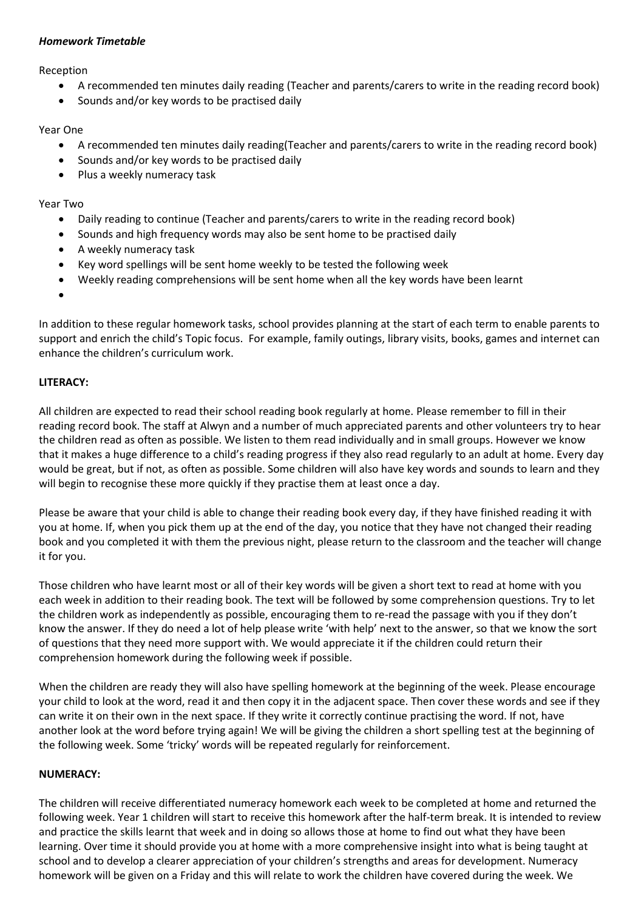***Homework Timetable***

Reception

- A recommended ten minutes daily reading (Teacher and parents/carers to write in the reading record book)
- Sounds and/or key words to be practised daily

Year One

- A recommended ten minutes daily reading(Teacher and parents/carers to write in the reading record book)
- Sounds and/or key words to be practised daily
- Plus a weekly numeracy task

Year Two

- Daily reading to continue (Teacher and parents/carers to write in the reading record book)
- Sounds and high frequency words may also be sent home to be practised daily
- A weekly numeracy task
- Key word spellings will be sent home weekly to be tested the following week
- Weekly reading comprehensions will be sent home when all the key words have been learnt

In addition to these regular homework tasks, school provides planning at the start of each term to enable parents to support and enrich the child's Topic focus. For example, family outings, library visits, books, games and internet can enhance the children's curriculum work.

**LITERACY:**

All children are expected to read their school reading book regularly at home. Please remember to fill in their reading record book. The staff at Alwyn and a number of much appreciated parents and other volunteers try to hear the children read as often as possible. We listen to them read individually and in small groups. However we know that it makes a huge difference to a child's reading progress if they also read regularly to an adult at home. Every day would be great, but if not, as often as possible. Some children will also have key words and sounds to learn and they will begin to recognise these more quickly if they practise them at least once a day.

Please be aware that your child is able to change their reading book every day, if they have finished reading it with you at home. If, when you pick them up at the end of the day, you notice that they have not changed their reading book and you completed it with them the previous night, please return to the classroom and the teacher will change it for you.

Those children who have learnt most or all of their key words will be given a short text to read at home with you each week in addition to their reading book. The text will be followed by some comprehension questions. Try to let the children work as independently as possible, encouraging them to re-read the passage with you if they don't know the answer. If they do need a lot of help please write 'with help' next to the answer, so that we know the sort of questions that they need more support with. We would appreciate it if the children could return their comprehension homework during the following week if possible.

When the children are ready they will also have spelling homework at the beginning of the week. Please encourage your child to look at the word, read it and then copy it in the adjacent space. Then cover these words and see if they can write it on their own in the next space. If they write it correctly continue practising the word. If not, have another look at the word before trying again! We will be giving the children a short spelling test at the beginning of the following week. Some 'tricky' words will be repeated regularly for reinforcement.

**NUMERACY:**

The children will receive differentiated numeracy homework each week to be completed at home and returned the following week. Year 1 children will start to receive this homework after the half-term break. It is intended to review and practice the skills learnt that week and in doing so allows those at home to find out what they have been learning. Over time it should provide you at home with a more comprehensive insight into what is being taught at school and to develop a clearer appreciation of your children's strengths and areas for development. Numeracy homework will be given on a Friday and this will relate to work the children have covered during the week. We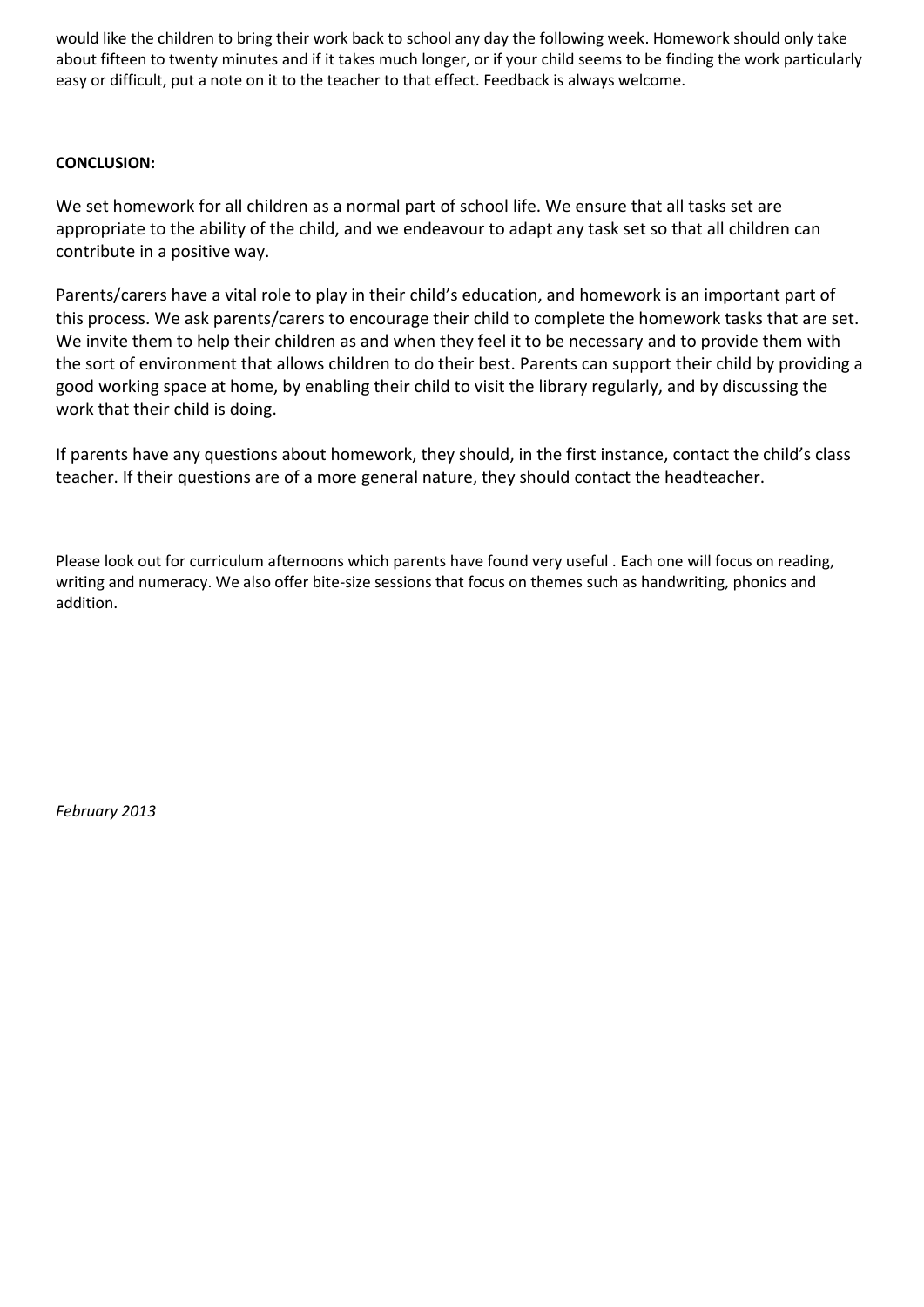would like the children to bring their work back to school any day the following week. Homework should only take about fifteen to twenty minutes and if it takes much longer, or if your child seems to be finding the work particularly easy or difficult, put a note on it to the teacher to that effect. Feedback is always welcome.

**CONCLUSION:**

We set homework for all children as a normal part of school life. We ensure that all tasks set are appropriate to the ability of the child, and we endeavour to adapt any task set so that all children can contribute in a positive way.

Parents/carers have a vital role to play in their child's education, and homework is an important part of this process. We ask parents/carers to encourage their child to complete the homework tasks that are set. We invite them to help their children as and when they feel it to be necessary and to provide them with the sort of environment that allows children to do their best. Parents can support their child by providing a good working space at home, by enabling their child to visit the library regularly, and by discussing the work that their child is doing.

If parents have any questions about homework, they should, in the first instance, contact the child's class teacher. If their questions are of a more general nature, they should contact the headteacher.

Please look out for curriculum afternoons which parents have found very useful . Each one will focus on reading, writing and numeracy. We also offer bite-size sessions that focus on themes such as handwriting, phonics and addition.

*February 2013*